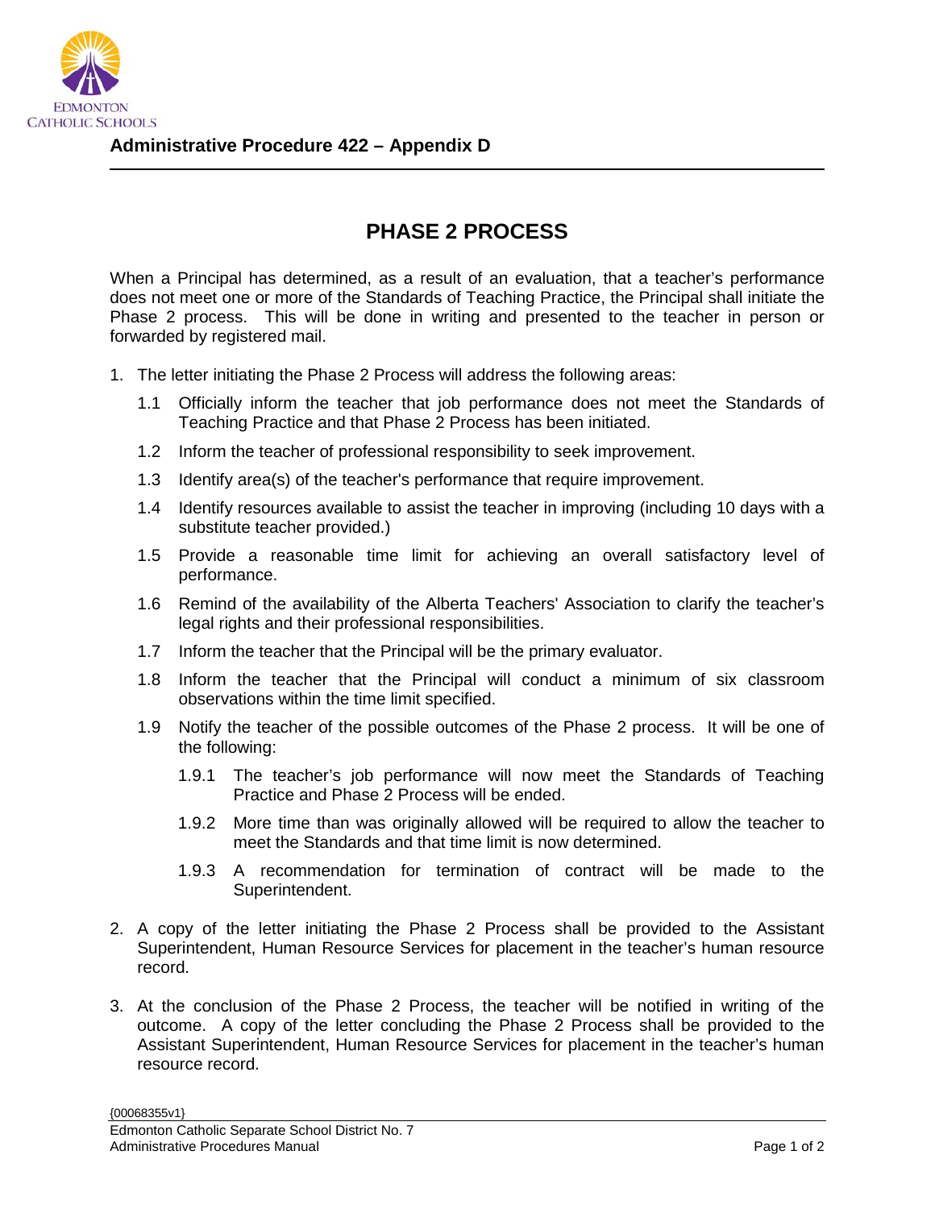**Administrative Procedure 422 – Appendix D**

# PHASE 2 PROCESS

When a Principal has determined, as a result of an evaluation, that a teacher's performance does not meet one or more of the Standards of Teaching Practice, the Principal shall initiate the Phase 2 process. This will be done in writing and presented to the teacher in person or forwarded by registered mail.

1. The letter initiating the Phase 2 Process will address the following areas:
   - 1.1 Officially inform the teacher that job performance does not meet the Standards of Teaching Practice and that Phase 2 Process has been initiated.
   - 1.2 Inform the teacher of professional responsibility to seek improvement.
   - 1.3 Identify area(s) of the teacher's performance that require improvement.
   - 1.4 Identify resources available to assist the teacher in improving (including 10 days with a substitute teacher provided.)
   - 1.5 Provide a reasonable time limit for achieving an overall satisfactory level of performance.
   - 1.6 Remind of the availability of the Alberta Teachers' Association to clarify the teacher's legal rights and their professional responsibilities.
   - 1.7 Inform the teacher that the Principal will be the primary evaluator.
   - 1.8 Inform the teacher that the Principal will conduct a minimum of six classroom observations within the time limit specified.
   - 1.9 Notify the teacher of the possible outcomes of the Phase 2 process. It will be one of the following:
     - 1.9.1 The teacher's job performance will now meet the Standards of Teaching Practice and Phase 2 Process will be ended.
     - 1.9.2 More time than was originally allowed will be required to allow the teacher to meet the Standards and that time limit is now determined.
     - 1.9.3 A recommendation for termination of contract will be made to the Superintendent.
2. A copy of the letter initiating the Phase 2 Process shall be provided to the Assistant Superintendent, Human Resource Services for placement in the teacher's human resource record.
3. At the conclusion of the Phase 2 Process, the teacher will be notified in writing of the outcome. A copy of the letter concluding the Phase 2 Process shall be provided to the Assistant Superintendent, Human Resource Services for placement in the teacher's human resource record.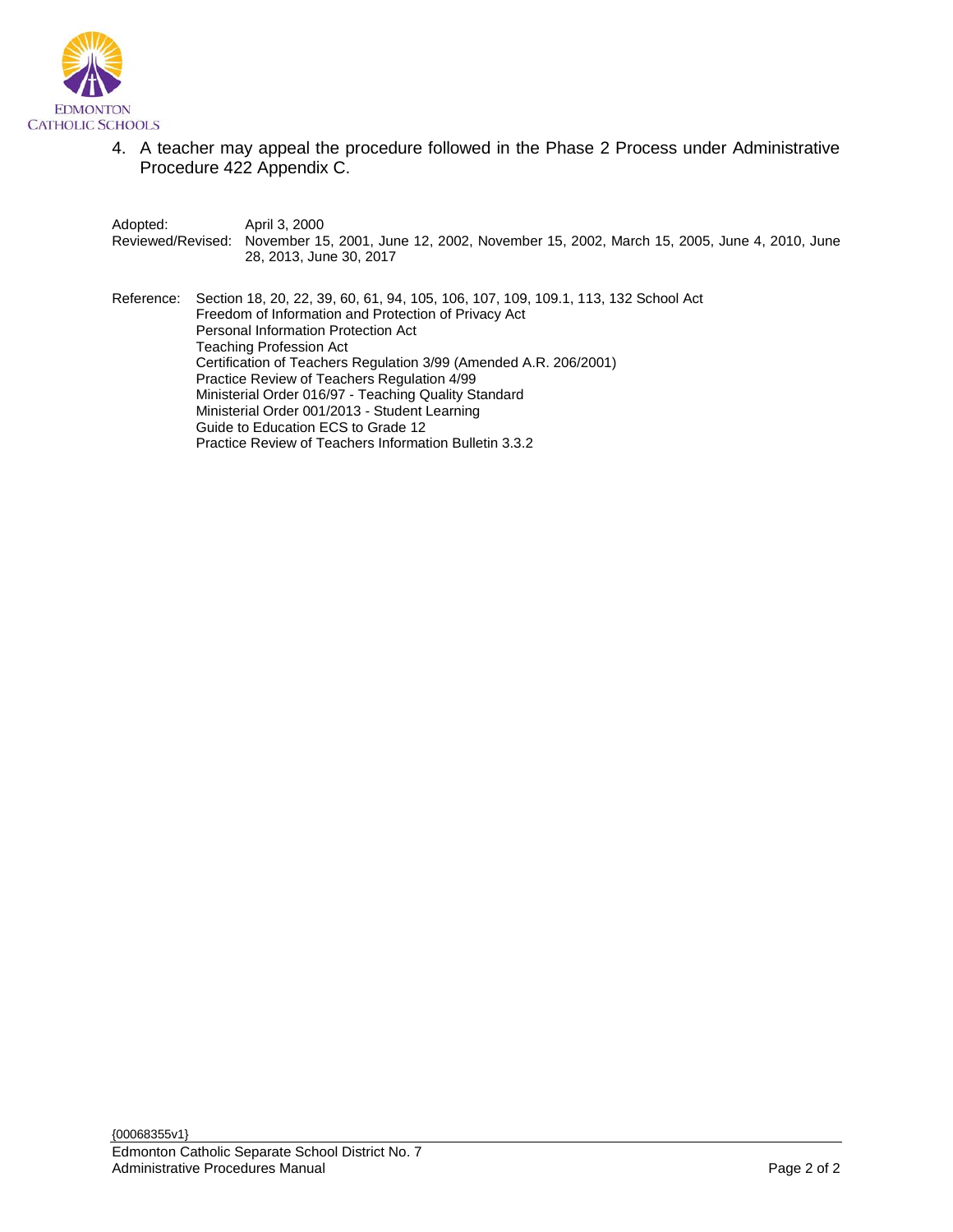4. A teacher may appeal the procedure followed in the Phase 2 Process under Administrative Procedure 422 Appendix C.

Adopted: April 3, 2000
Reviewed/Revised: November 15, 2001, June 12, 2002, November 15, 2002, March 15, 2005, June 4, 2010, June 28, 2013, June 30, 2017

Reference: Section 18, 20, 22, 39, 60, 61, 94, 105, 106, 107, 109, 109.1, 113, 132 School Act
Freedom of Information and Protection of Privacy Act
Personal Information Protection Act
Teaching Profession Act
Certification of Teachers Regulation 3/99 (Amended A.R. 206/2001)
Practice Review of Teachers Regulation 4/99
Ministerial Order 016/97 - Teaching Quality Standard
Ministerial Order 001/2013 - Student Learning
Guide to Education ECS to Grade 12
Practice Review of Teachers Information Bulletin 3.3.2

{00068355v1}